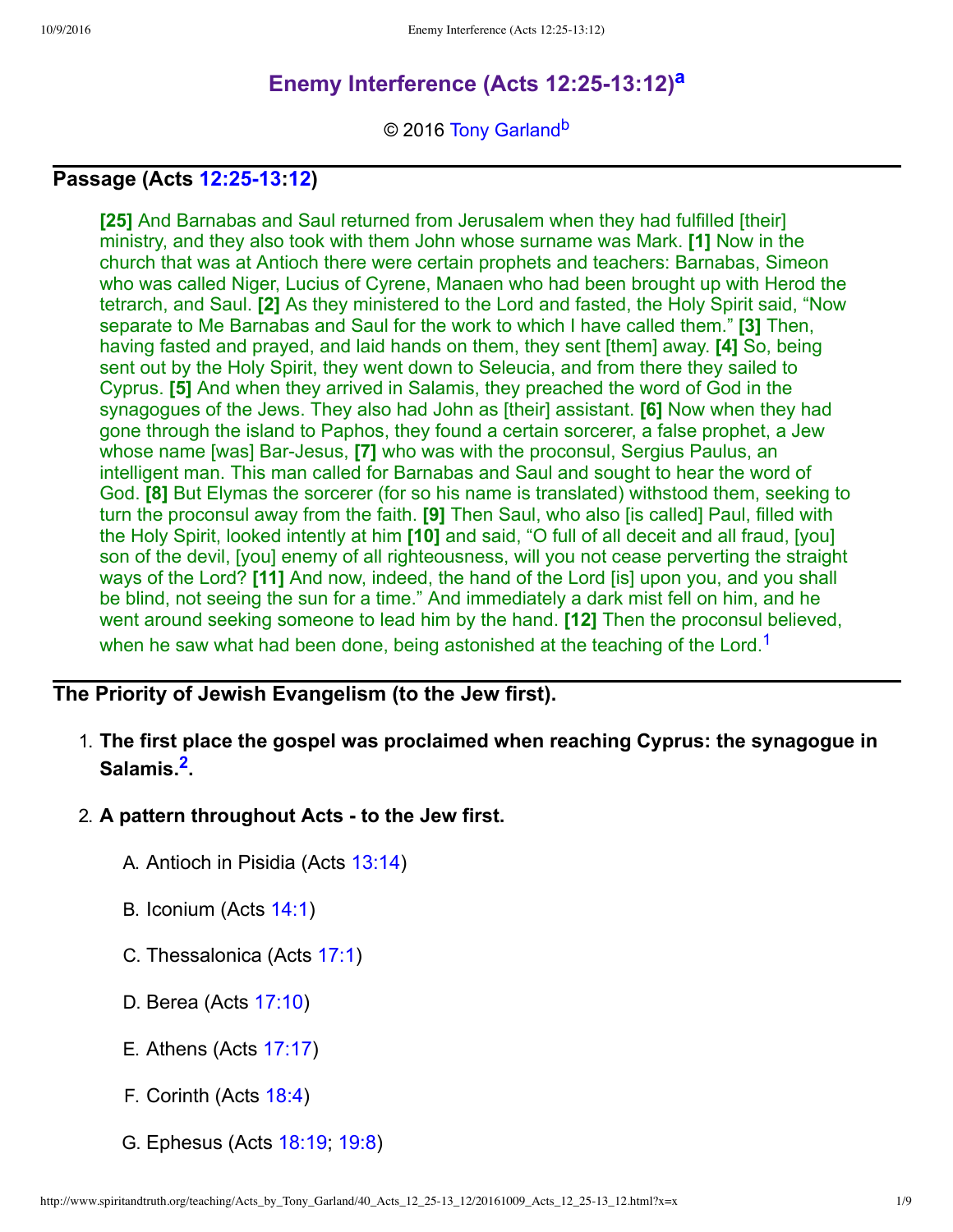# Enemy Interference (Acts 12:25-13:12)[a]

© 2016 Tony Garland[b]

## Passage (Acts 12:25-13:12)

**[25]** And Barnabas and Saul returned from Jerusalem when they had fulfilled [their] ministry, and they also took with them John whose surname was Mark. **[1]** Now in the church that was at Antioch there were certain prophets and teachers: Barnabas, Simeon who was called Niger, Lucius of Cyrene, Manaen who had been brought up with Herod the tetrarch, and Saul. **[2]** As they ministered to the Lord and fasted, the Holy Spirit said, "Now separate to Me Barnabas and Saul for the work to which I have called them." **[3]** Then, having fasted and prayed, and laid hands on them, they sent [them] away. **[4]** So, being sent out by the Holy Spirit, they went down to Seleucia, and from there they sailed to Cyprus. **[5]** And when they arrived in Salamis, they preached the word of God in the synagogues of the Jews. They also had John as [their] assistant. **[6]** Now when they had gone through the island to Paphos, they found a certain sorcerer, a false prophet, a Jew whose name [was] Bar-Jesus, **[7]** who was with the proconsul, Sergius Paulus, an intelligent man. This man called for Barnabas and Saul and sought to hear the word of God. **[8]** But Elymas the sorcerer (for so his name is translated) withstood them, seeking to turn the proconsul away from the faith. **[9]** Then Saul, who also [is called] Paul, filled with the Holy Spirit, looked intently at him **[10]** and said, "O full of all deceit and all fraud, [you] son of the devil, [you] enemy of all righteousness, will you not cease perverting the straight ways of the Lord? **[11]** And now, indeed, the hand of the Lord [is] upon you, and you shall be blind, not seeing the sun for a time." And immediately a dark mist fell on him, and he went around seeking someone to lead him by the hand. **[12]** Then the proconsul believed, when he saw what had been done, being astonished at the teaching of the Lord.[1]

## The Priority of Jewish Evangelism (to the Jew first).

1. **The first place the gospel was proclaimed when reaching Cyprus: the synagogue in Salamis.[2].**
2. **A pattern throughout Acts - to the Jew first.**
   A. Antioch in Pisidia (Acts 13:14)
   B. Iconium (Acts 14:1)
   C. Thessalonica (Acts 17:1)
   D. Berea (Acts 17:10)
   E. Athens (Acts 17:17)
   F. Corinth (Acts 18:4)
   G. Ephesus (Acts 18:19; 19:8)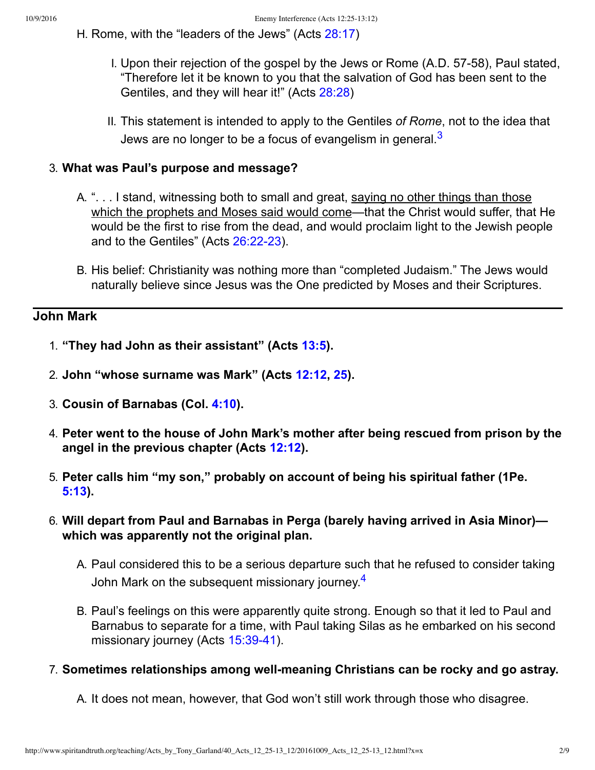H. Rome, with the "leaders of the Jews" (Acts 28:17)

I. Upon their rejection of the gospel by the Jews or Rome (A.D. 57-58), Paul stated, "Therefore let it be known to you that the salvation of God has been sent to the Gentiles, and they will hear it!" (Acts 28:28)

II. This statement is intended to apply to the Gentiles *of Rome*, not to the idea that Jews are no longer to be a focus of evangelism in general.[3]

3. **What was Paul's purpose and message?**

   A. ". . . I stand, witnessing both to small and great, <u>saying no other things than those which the prophets and Moses said would come</u>—that the Christ would suffer, that He would be the first to rise from the dead, and would proclaim light to the Jewish people and to the Gentiles" (Acts 26:22-23).

   B. His belief: Christianity was nothing more than "completed Judaism." The Jews would naturally believe since Jesus was the One predicted by Moses and their Scriptures.

---

## John Mark

1. **"They had John as their assistant" (Acts 13:5).**
2. **John "whose surname was Mark" (Acts 12:12, 25).**
3. **Cousin of Barnabas (Col. 4:10).**
4. **Peter went to the house of John Mark's mother after being rescued from prison by the angel in the previous chapter (Acts 12:12).**
5. **Peter calls him "my son," probably on account of being his spiritual father (1Pe. 5:13).**
6. **Will depart from Paul and Barnabas in Perga (barely having arrived in Asia Minor)—which was apparently not the original plan.**

   A. Paul considered this to be a serious departure such that he refused to consider taking John Mark on the subsequent missionary journey.[4]

   B. Paul's feelings on this were apparently quite strong. Enough so that it led to Paul and Barnabus to separate for a time, with Paul taking Silas as he embarked on his second missionary journey (Acts 15:39-41).

7. **Sometimes relationships among well-meaning Christians can be rocky and go astray.**

   A. It does not mean, however, that God won't still work through those who disagree.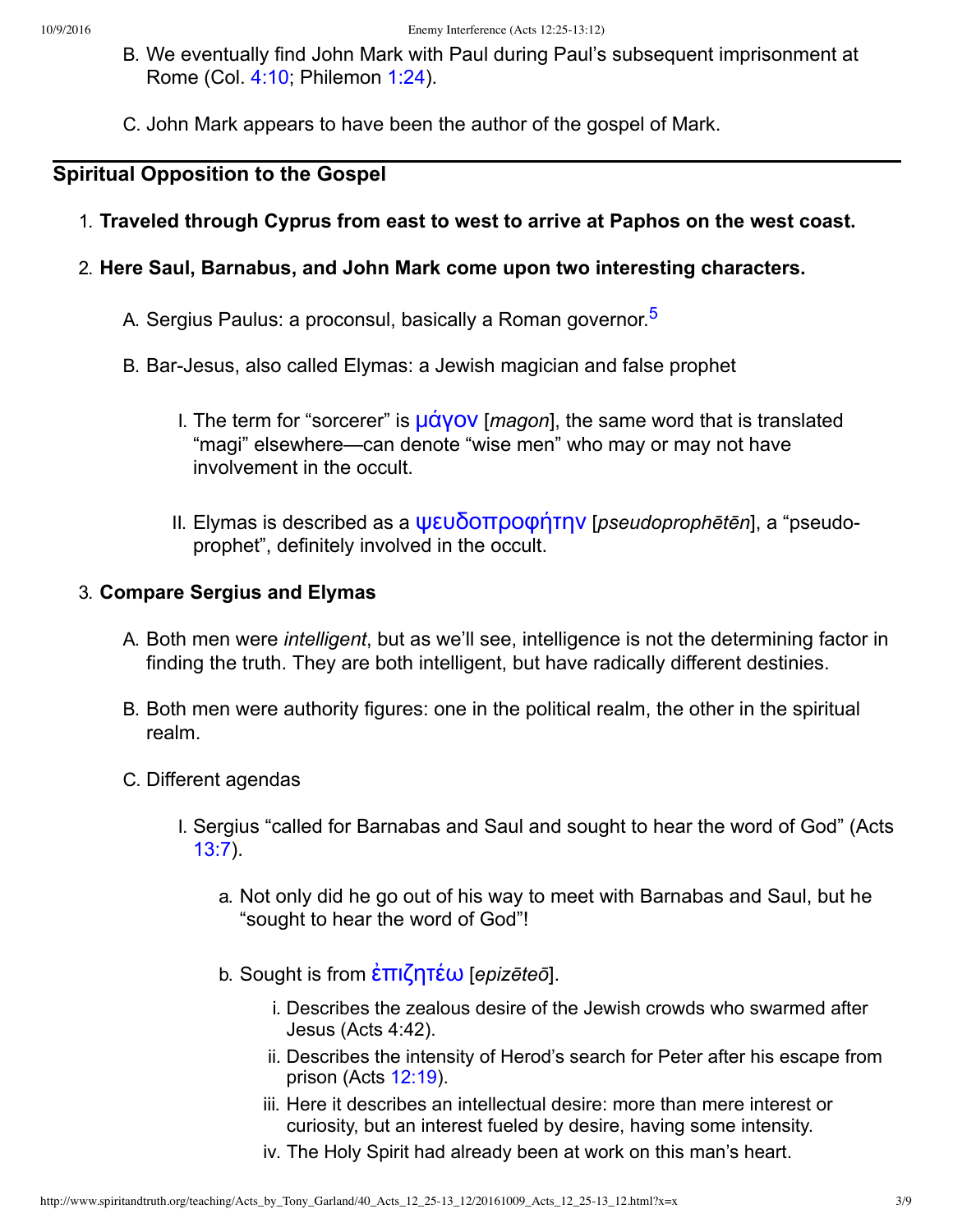B. We eventually find John Mark with Paul during Paul's subsequent imprisonment at Rome (Col. 4:10; Philemon 1:24).

C. John Mark appears to have been the author of the gospel of Mark.

---

## Spiritual Opposition to the Gospel

1. **Traveled through Cyprus from east to west to arrive at Paphos on the west coast.**
2. **Here Saul, Barnabus, and John Mark come upon two interesting characters.**
   - A. Sergius Paulus: a proconsul, basically a Roman governor.[5]
   - B. Bar-Jesus, also called Elymas: a Jewish magician and false prophet
     - I. The term for "sorcerer" is μάγον [*magon*], the same word that is translated "magi" elsewhere—can denote "wise men" who may or may not have involvement in the occult.
     - II. Elymas is described as a ψευδοπροφήτην [*pseudoprophētēn*], a "pseudo-prophet", definitely involved in the occult.
3. **Compare Sergius and Elymas**
   - A. Both men were *intelligent*, but as we'll see, intelligence is not the determining factor in finding the truth. They are both intelligent, but have radically different destinies.
   - B. Both men were authority figures: one in the political realm, the other in the spiritual realm.
   - C. Different agendas
     - I. Sergius "called for Barnabas and Saul and sought to hear the word of God" (Acts 13:7).
       - a. Not only did he go out of his way to meet with Barnabas and Saul, but he "sought to hear the word of God"!
       - b. Sought is from ἐπιζητέω [*epizēteō*].
         - i. Describes the zealous desire of the Jewish crowds who swarmed after Jesus (Acts 4:42).
         - ii. Describes the intensity of Herod's search for Peter after his escape from prison (Acts 12:19).
         - iii. Here it describes an intellectual desire: more than mere interest or curiosity, but an interest fueled by desire, having some intensity.
         - iv. The Holy Spirit had already been at work on this man's heart.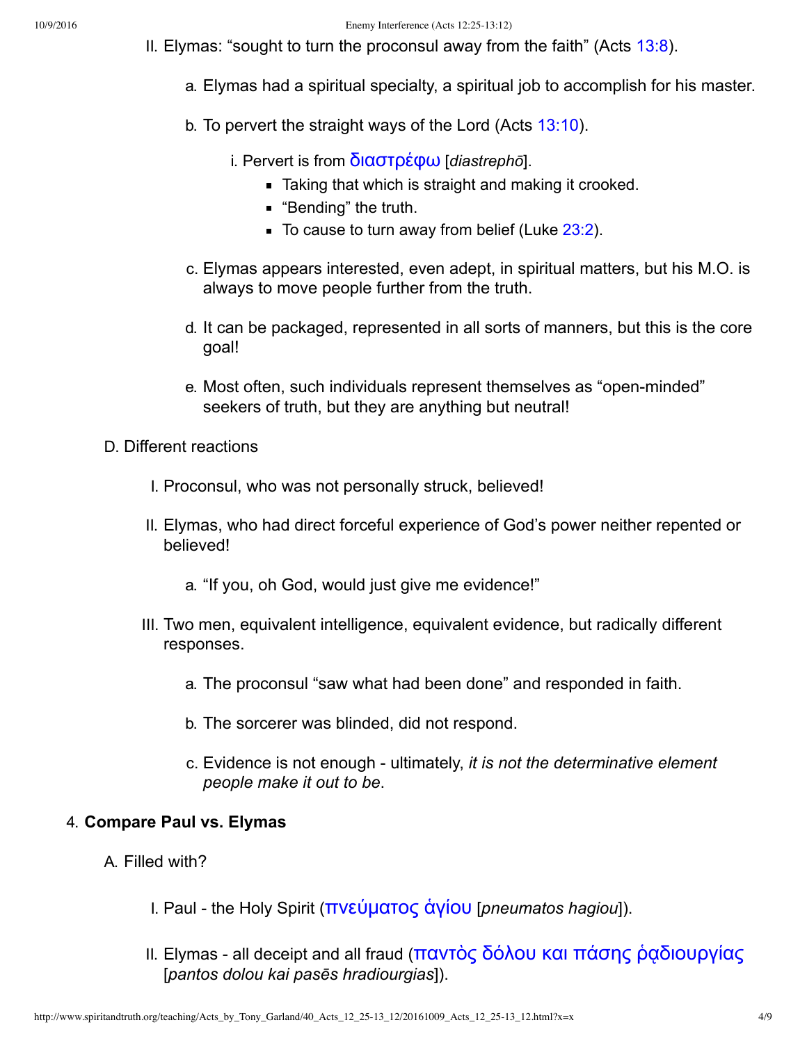II. Elymas: "sought to turn the proconsul away from the faith" (Acts 13:8).

a. Elymas had a spiritual specialty, a spiritual job to accomplish for his master.

b. To pervert the straight ways of the Lord (Acts 13:10).

i. Pervert is from διαστρέφω [*diastrephō*].

- Taking that which is straight and making it crooked.
- "Bending" the truth.
- To cause to turn away from belief (Luke 23:2).

c. Elymas appears interested, even adept, in spiritual matters, but his M.O. is always to move people further from the truth.

d. It can be packaged, represented in all sorts of manners, but this is the core goal!

e. Most often, such individuals represent themselves as "open-minded" seekers of truth, but they are anything but neutral!

D. Different reactions

I. Proconsul, who was not personally struck, believed!

II. Elymas, who had direct forceful experience of God's power neither repented or believed!

a. "If you, oh God, would just give me evidence!"

III. Two men, equivalent intelligence, equivalent evidence, but radically different responses.

a. The proconsul "saw what had been done" and responded in faith.

b. The sorcerer was blinded, did not respond.

c. Evidence is not enough - ultimately, *it is not the determinative element people make it out to be*.

4. **Compare Paul vs. Elymas**

A. Filled with?

I. Paul - the Holy Spirit (πνεύματος ἁγίου [*pneumatos hagiou*]).

II. Elymas - all deceipt and all fraud (παντὸς δόλου και πάσης ῥᾳδιουργίας [*pantos dolou kai pasēs hradiourgias*]).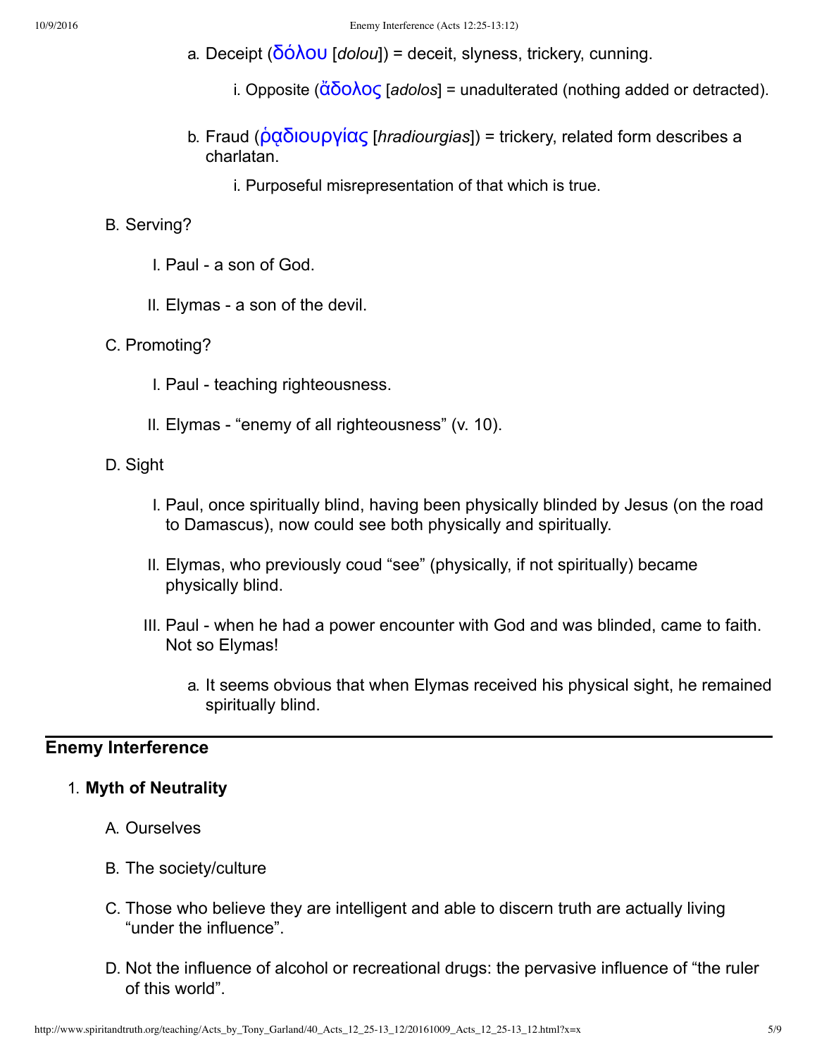a. Deceipt (δόλου [*dolou*]) = deceit, slyness, trickery, cunning.

   i. Opposite (ἄδολος [*adolos*] = unadulterated (nothing added or detracted).

b. Fraud (ῥᾳδιουργίας [*hradiourgias*]) = trickery, related form describes a charlatan.

   i. Purposeful misrepresentation of that which is true.

B. Serving?

   I. Paul - a son of God.

   II. Elymas - a son of the devil.

C. Promoting?

   I. Paul - teaching righteousness.

   II. Elymas - "enemy of all righteousness" (v. 10).

D. Sight

   I. Paul, once spiritually blind, having been physically blinded by Jesus (on the road to Damascus), now could see both physically and spiritually.

   II. Elymas, who previously coud "see" (physically, if not spiritually) became physically blind.

   III. Paul - when he had a power encounter with God and was blinded, came to faith. Not so Elymas!

      a. It seems obvious that when Elymas received his physical sight, he remained spiritually blind.

---

## Enemy Interference

1. **Myth of Neutrality**

   A. Ourselves

   B. The society/culture

   C. Those who believe they are intelligent and able to discern truth are actually living "under the influence".

   D. Not the influence of alcohol or recreational drugs: the pervasive influence of "the ruler of this world".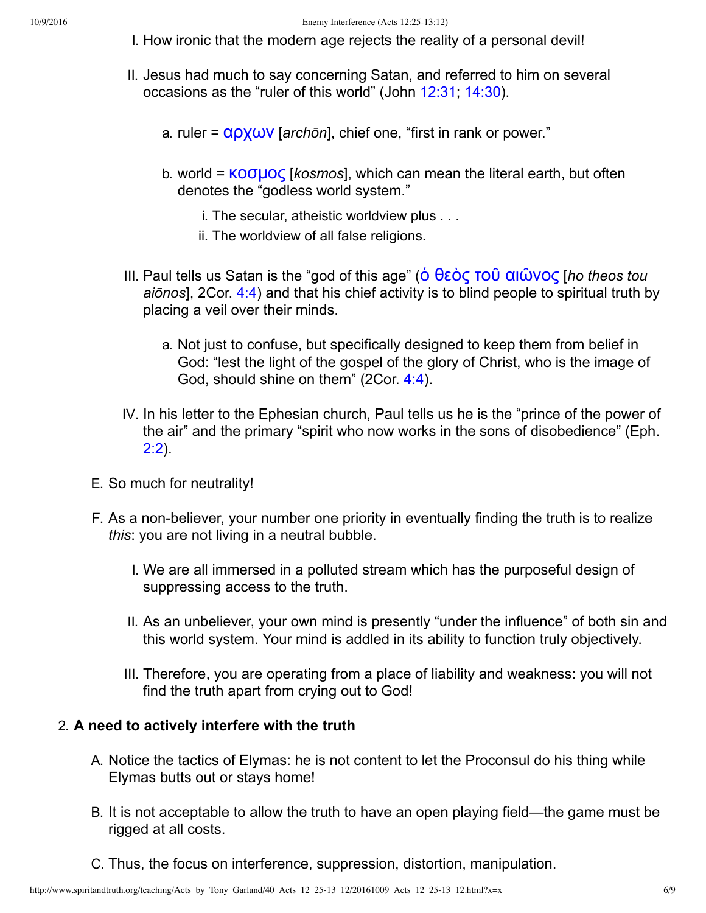I. How ironic that the modern age rejects the reality of a personal devil!

II. Jesus had much to say concerning Satan, and referred to him on several occasions as the "ruler of this world" (John 12:31; 14:30).

   a. ruler = αρχων [*archōn*], chief one, "first in rank or power."

   b. world = κοσμος [*kosmos*], which can mean the literal earth, but often denotes the "godless world system."

      i. The secular, atheistic worldview plus . . .

      ii. The worldview of all false religions.

III. Paul tells us Satan is the "god of this age" (ὁ θεὸς τοῦ αιῶνος [*ho theos tou aiōnos*], 2Cor. 4:4) and that his chief activity is to blind people to spiritual truth by placing a veil over their minds.

   a. Not just to confuse, but specifically designed to keep them from belief in God: "lest the light of the gospel of the glory of Christ, who is the image of God, should shine on them" (2Cor. 4:4).

IV. In his letter to the Ephesian church, Paul tells us he is the "prince of the power of the air" and the primary "spirit who now works in the sons of disobedience" (Eph. 2:2).

E. So much for neutrality!

F. As a non-believer, your number one priority in eventually finding the truth is to realize *this*: you are not living in a neutral bubble.

   I. We are all immersed in a polluted stream which has the purposeful design of suppressing access to the truth.

   II. As an unbeliever, your own mind is presently "under the influence" of both sin and this world system. Your mind is addled in its ability to function truly objectively.

   III. Therefore, you are operating from a place of liability and weakness: you will not find the truth apart from crying out to God!

2. **A need to actively interfere with the truth**

   A. Notice the tactics of Elymas: he is not content to let the Proconsul do his thing while Elymas butts out or stays home!

   B. It is not acceptable to allow the truth to have an open playing field—the game must be rigged at all costs.

   C. Thus, the focus on interference, suppression, distortion, manipulation.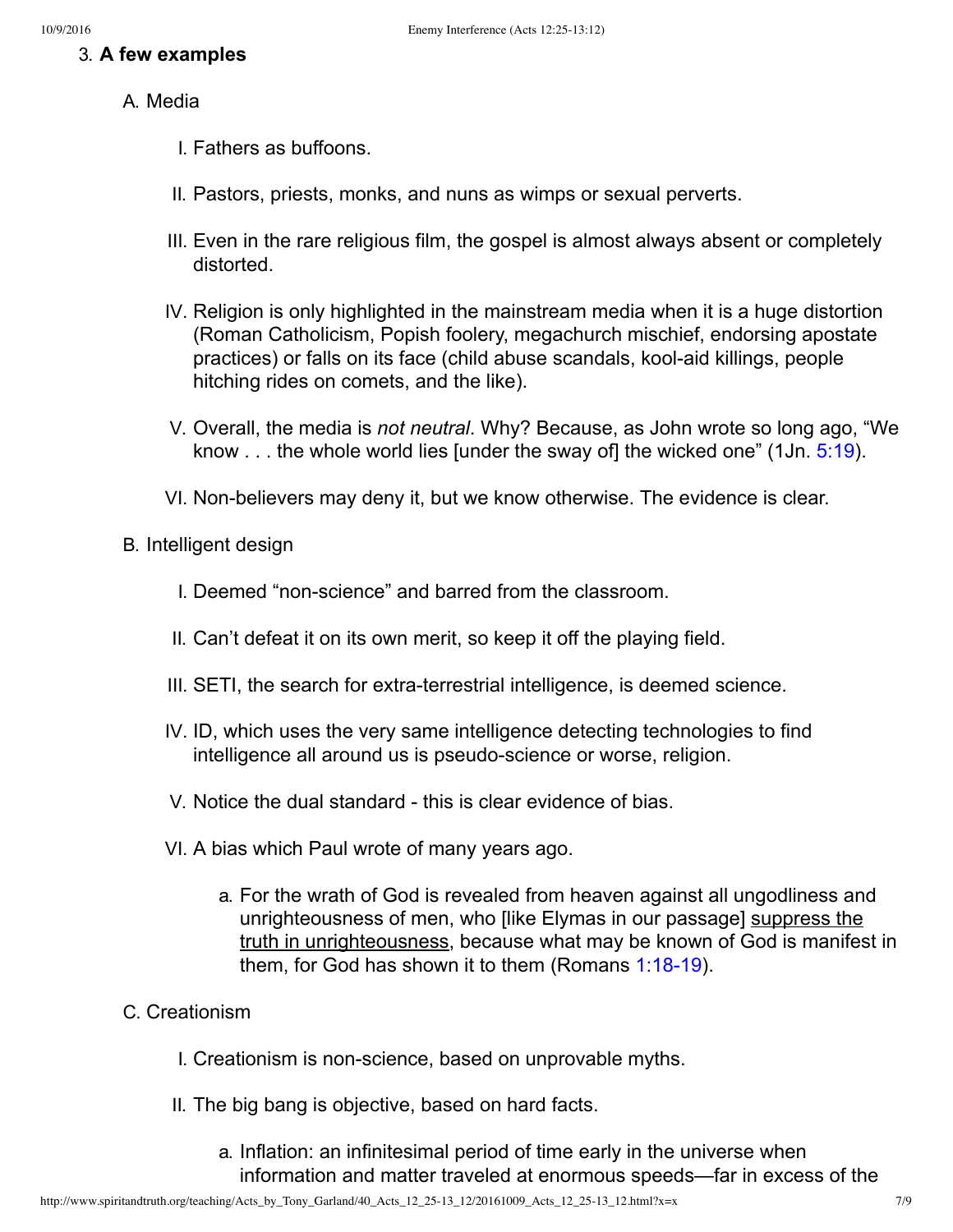3. **A few examples**

   A. Media

      I. Fathers as buffoons.

      II. Pastors, priests, monks, and nuns as wimps or sexual perverts.

      III. Even in the rare religious film, the gospel is almost always absent or completely distorted.

      IV. Religion is only highlighted in the mainstream media when it is a huge distortion (Roman Catholicism, Popish foolery, megachurch mischief, endorsing apostate practices) or falls on its face (child abuse scandals, kool-aid killings, people hitching rides on comets, and the like).

      V. Overall, the media is *not neutral*. Why? Because, as John wrote so long ago, "We know . . . the whole world lies [under the sway of] the wicked one" (1Jn. 5:19).

      VI. Non-believers may deny it, but we know otherwise. The evidence is clear.

   B. Intelligent design

      I. Deemed "non-science" and barred from the classroom.

      II. Can't defeat it on its own merit, so keep it off the playing field.

      III. SETI, the search for extra-terrestrial intelligence, is deemed science.

      IV. ID, which uses the very same intelligence detecting technologies to find intelligence all around us is pseudo-science or worse, religion.

      V. Notice the dual standard - this is clear evidence of bias.

      VI. A bias which Paul wrote of many years ago.

         a. For the wrath of God is revealed from heaven against all ungodliness and unrighteousness of men, who [like Elymas in our passage] <u>suppress the truth in unrighteousness</u>, because what may be known of God is manifest in them, for God has shown it to them (Romans 1:18-19).

   C. Creationism

      I. Creationism is non-science, based on unprovable myths.

      II. The big bang is objective, based on hard facts.

         a. Inflation: an infinitesimal period of time early in the universe when information and matter traveled at enormous speeds—far in excess of the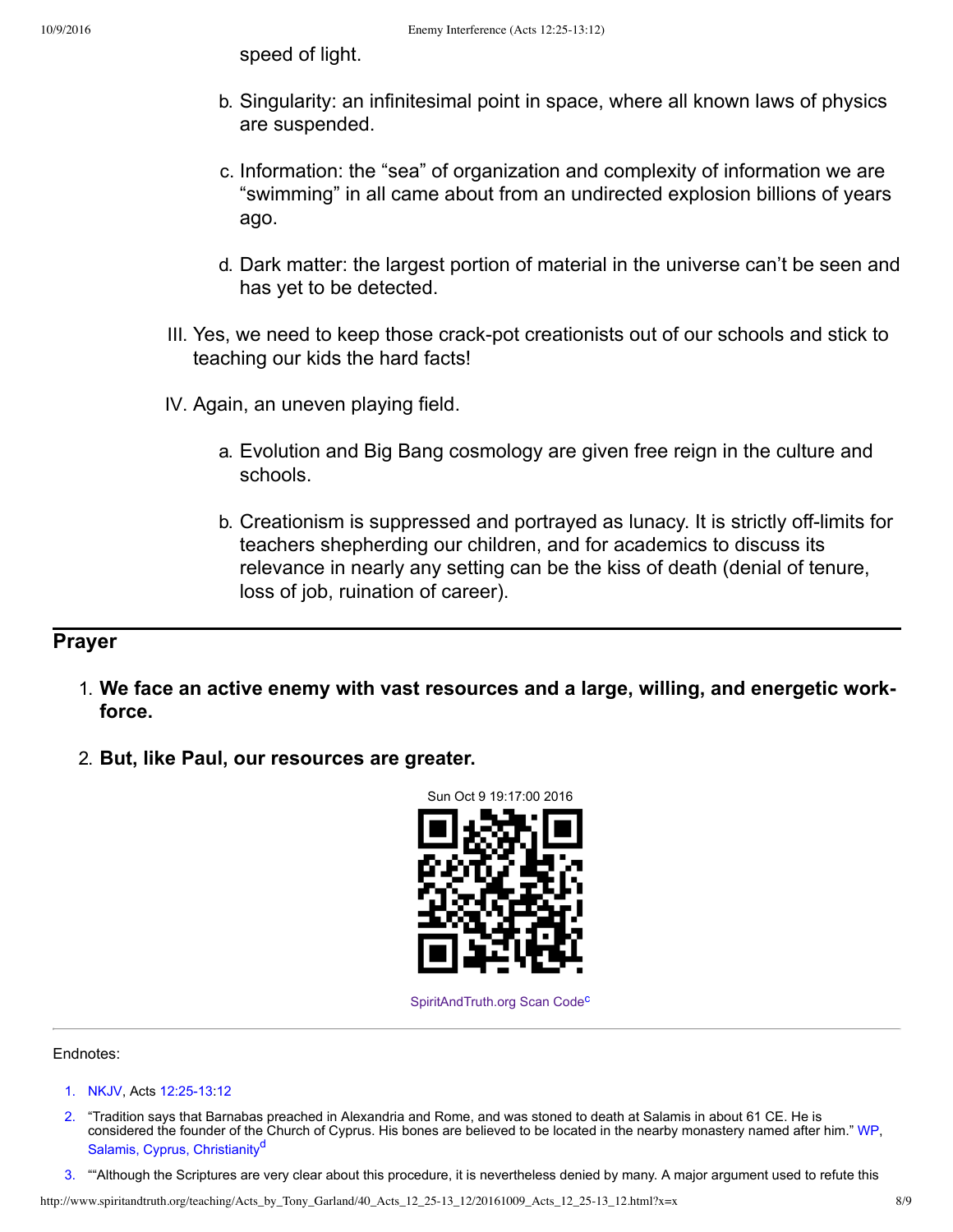speed of light.

   b. Singularity: an infinitesimal point in space, where all known laws of physics are suspended.

   c. Information: the "sea" of organization and complexity of information we are "swimming" in all came about from an undirected explosion billions of years ago.

   d. Dark matter: the largest portion of material in the universe can't be seen and has yet to be detected.

III. Yes, we need to keep those crack-pot creationists out of our schools and stick to teaching our kids the hard facts!

IV. Again, an uneven playing field.

   a. Evolution and Big Bang cosmology are given free reign in the culture and schools.

   b. Creationism is suppressed and portrayed as lunacy. It is strictly off-limits for teachers shepherding our children, and for academics to discuss its relevance in nearly any setting can be the kiss of death (denial of tenure, loss of job, ruination of career).

## Prayer

1. **We face an active enemy with vast resources and a large, willing, and energetic work-force.**

2. **But, like Paul, our resources are greater.**

Sun Oct 9 19:17:00 2016

SpiritAndTruth.org Scan Code[c]

---

Endnotes:

1. NKJV, Acts 12:25-13:12

2. "Tradition says that Barnabas preached in Alexandria and Rome, and was stoned to death at Salamis in about 61 CE. He is considered the founder of the Church of Cyprus. His bones are believed to be located in the nearby monastery named after him." WP, Salamis, Cyprus, Christianity[d]

3. ""Although the Scriptures are very clear about this procedure, it is nevertheless denied by many. A major argument used to refute this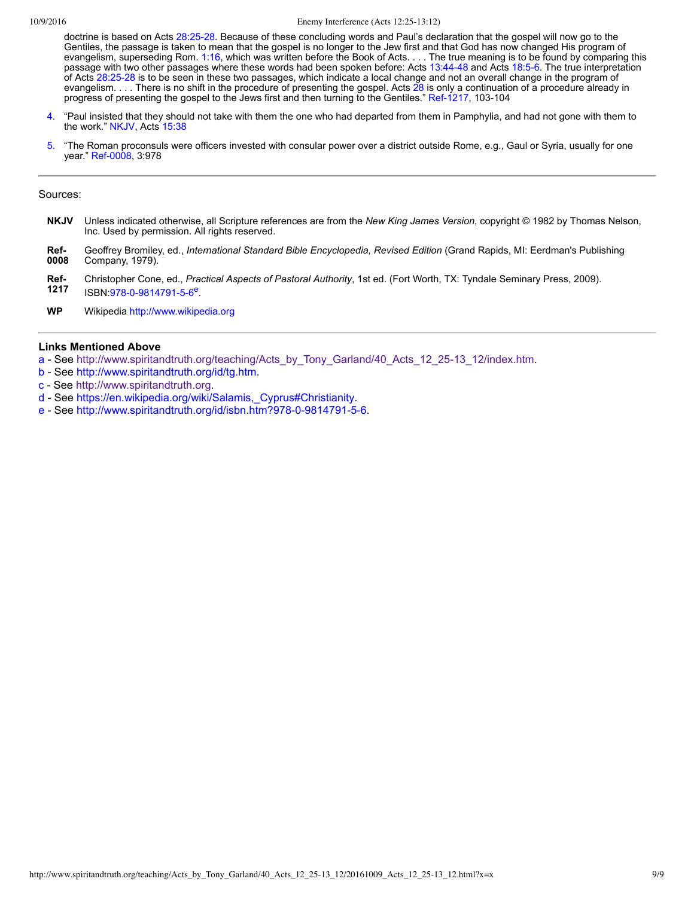doctrine is based on Acts 28:25-28. Because of these concluding words and Paul's declaration that the gospel will now go to the Gentiles, the passage is taken to mean that the gospel is no longer to the Jew first and that God has now changed His program of evangelism, superseding Rom. 1:16, which was written before the Book of Acts. . . . The true meaning is to be found by comparing this passage with two other passages where these words had been spoken before: Acts 13:44-48 and Acts 18:5-6. The true interpretation of Acts 28:25-28 is to be seen in these two passages, which indicate a local change and not an overall change in the program of evangelism. . . . There is no shift in the procedure of presenting the gospel. Acts 28 is only a continuation of a procedure already in progress of presenting the gospel to the Jews first and then turning to the Gentiles." Ref-1217, 103-104

4. "Paul insisted that they should not take with them the one who had departed from them in Pamphylia, and had not gone with them to the work." NKJV, Acts 15:38

5. "The Roman proconsuls were officers invested with consular power over a district outside Rome, e.g., Gaul or Syria, usually for one year." Ref-0008, 3:978

---

Sources:

**NKJV** Unless indicated otherwise, all Scripture references are from the *New King James Version*, copyright © 1982 by Thomas Nelson, Inc. Used by permission. All rights reserved.

**Ref-0008** Geoffrey Bromiley, ed., *International Standard Bible Encyclopedia, Revised Edition* (Grand Rapids, MI: Eerdman's Publishing Company, 1979).

**Ref-1217** Christopher Cone, ed., *Practical Aspects of Pastoral Authority*, 1st ed. (Fort Worth, TX: Tyndale Seminary Press, 2009). ISBN:978-0-9814791-5-6[e].

**WP** Wikipedia http://www.wikipedia.org

---

### Links Mentioned Above

a - See http://www.spiritandtruth.org/teaching/Acts_by_Tony_Garland/40_Acts_12_25-13_12/index.htm.
b - See http://www.spiritandtruth.org/id/tg.htm.
c - See http://www.spiritandtruth.org.
d - See https://en.wikipedia.org/wiki/Salamis,_Cyprus#Christianity.
e - See http://www.spiritandtruth.org/id/isbn.htm?978-0-9814791-5-6.